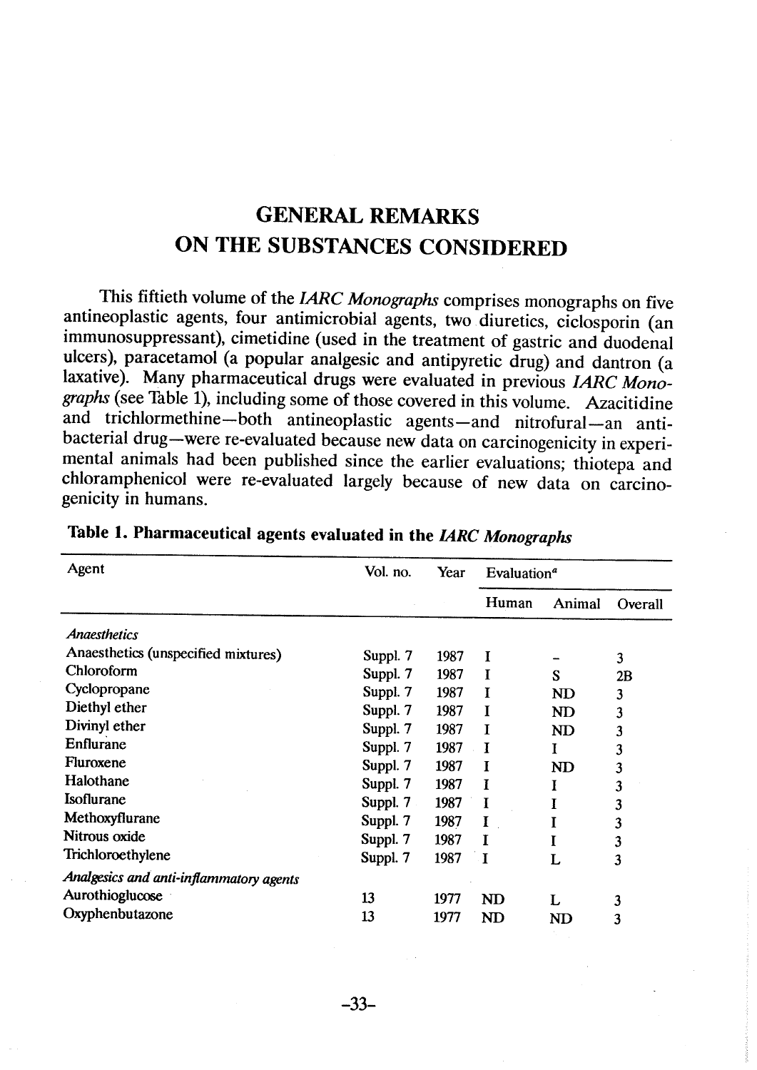# GENERAL REMARKS ON THE SUBSTANCES CONSIDERED

This fiftieth volume of the *IARC Monographs* comprises monographs on five antineoplastic agents, four antimicrobial agents, two diuretics, ciclosporin (an immunosuppressant), cimetidine (used in the treatment of gastric and duodenal ulcers), paracetamol (a popular analgesic and antipyretic drug) and dantron (a laxative). Many pharmaceutical drugs were evaluated in previous *IARC Monographs* (see Table 1), including some of those covered in this volume. Azacitidine and trichlormethine—both antineoplastic agents—and nitrofural—an antibacterial drug—were re-evaluated because new data on carcinogenicity in experimental animals had been published since the earlier evaluations; thiotepa and chloramphenicol were re-evaluated largely because of new data on carcinogenicity in humans.

**Table 1. Pharmaceutical agents evaluated in the *IARC Monographs***

| Agent | Vol. no. | Year | Evaluation[a] | | |
|---|---|---|---|---|---|
| | | | Human | Animal | Overall |
| *Anaesthetics* | | | | | |
| Anaesthetics (unspecified mixtures) | Suppl. 7 | 1987 | I | – | 3 |
| Chloroform | Suppl. 7 | 1987 | I | S | 2B |
| Cyclopropane | Suppl. 7 | 1987 | I | ND | 3 |
| Diethyl ether | Suppl. 7 | 1987 | I | ND | 3 |
| Divinyl ether | Suppl. 7 | 1987 | I | ND | 3 |
| Enflurane | Suppl. 7 | 1987 | I | I | 3 |
| Fluroxene | Suppl. 7 | 1987 | I | ND | 3 |
| Halothane | Suppl. 7 | 1987 | I | I | 3 |
| Isoflurane | Suppl. 7 | 1987 | I | I | 3 |
| Methoxyflurane | Suppl. 7 | 1987 | I | I | 3 |
| Nitrous oxide | Suppl. 7 | 1987 | I | I | 3 |
| Trichloroethylene | Suppl. 7 | 1987 | I | L | 3 |
| *Analgesics and anti-inflammatory agents* | | | | | |
| Aurothioglucose | 13 | 1977 | ND | L | 3 |
| Oxyphenbutazone | 13 | 1977 | ND | ND | 3 |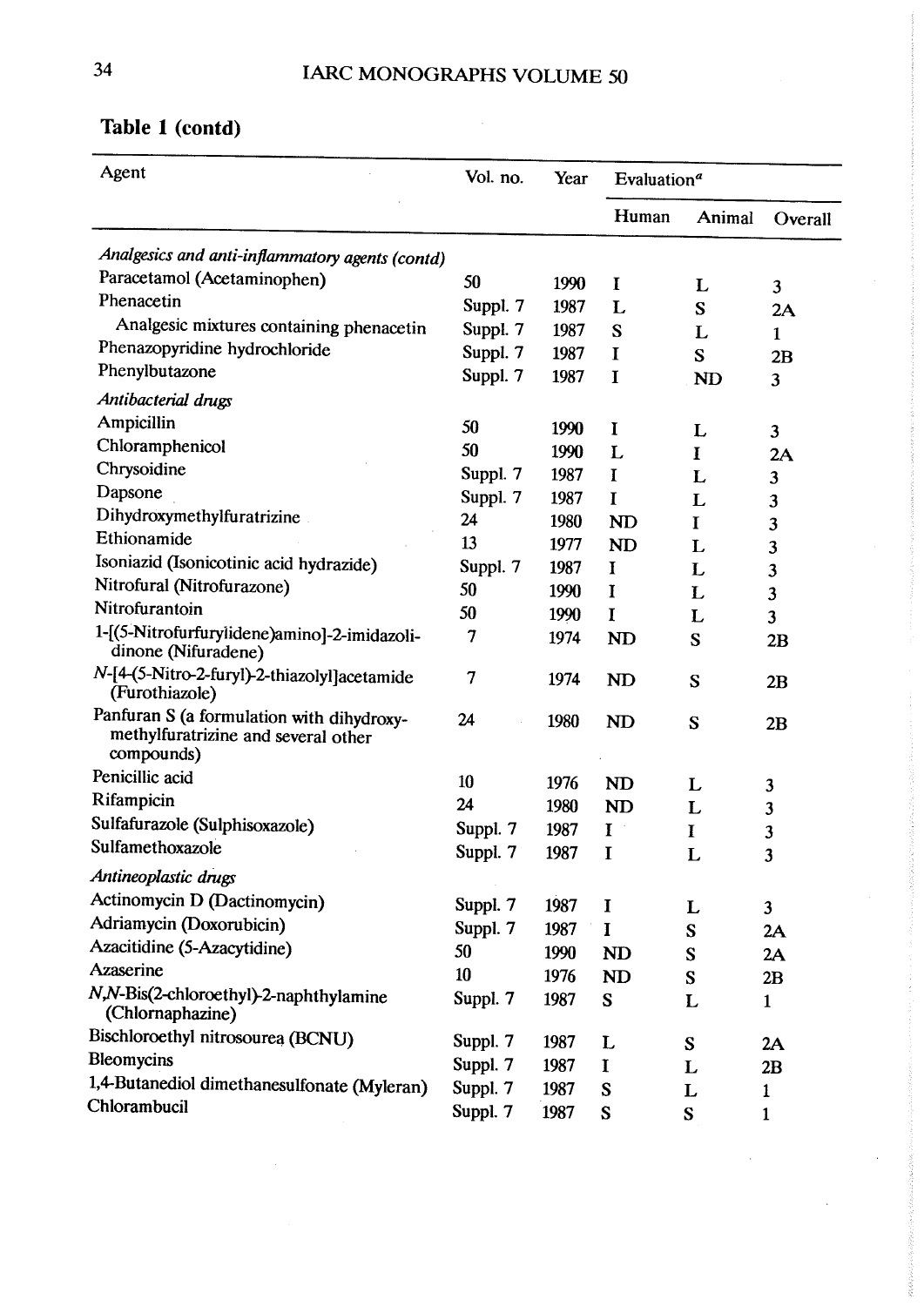**Table 1 (contd)**

| Agent | Vol. no. | Year | Evaluation[a] | | |
|---|---|---|---|---|---|
| | | | Human | Animal | Overall |
| *Analgesics and anti-inflammatory agents (contd)* | | | | | |
| Paracetamol (Acetaminophen) | 50 | 1990 | I | L | 3 |
| Phenacetin | Suppl. 7 | 1987 | L | S | 2A |
| Analgesic mixtures containing phenacetin | Suppl. 7 | 1987 | S | L | 1 |
| Phenazopyridine hydrochloride | Suppl. 7 | 1987 | I | S | 2B |
| Phenylbutazone | Suppl. 7 | 1987 | I | ND | 3 |
| *Antibacterial drugs* | | | | | |
| Ampicillin | 50 | 1990 | I | L | 3 |
| Chloramphenicol | 50 | 1990 | L | I | 2A |
| Chrysoidine | Suppl. 7 | 1987 | I | L | 3 |
| Dapsone | Suppl. 7 | 1987 | I | L | 3 |
| Dihydroxymethylfuratrizine | 24 | 1980 | ND | I | 3 |
| Ethionamide | 13 | 1977 | ND | L | 3 |
| Isoniazid (Isonicotinic acid hydrazide) | Suppl. 7 | 1987 | I | L | 3 |
| Nitrofural (Nitrofurazone) | 50 | 1990 | I | L | 3 |
| Nitrofurantoin | 50 | 1990 | I | L | 3 |
| 1-[(5-Nitrofurfurylidene)amino]-2-imidazolidinone (Nifuradene) | 7 | 1974 | ND | S | 2B |
| *N*-[4-(5-Nitro-2-furyl)-2-thiazolyl]acetamide (Furothiazole) | 7 | 1974 | ND | S | 2B |
| Panfuran S (a formulation with dihydroxymethylfuratrizine and several other compounds) | 24 | 1980 | ND | S | 2B |
| Penicillic acid | 10 | 1976 | ND | L | 3 |
| Rifampicin | 24 | 1980 | ND | L | 3 |
| Sulfafurazole (Sulphisoxazole) | Suppl. 7 | 1987 | I | I | 3 |
| Sulfamethoxazole | Suppl. 7 | 1987 | I | L | 3 |
| *Antineoplastic drugs* | | | | | |
| Actinomycin D (Dactinomycin) | Suppl. 7 | 1987 | I | L | 3 |
| Adriamycin (Doxorubicin) | Suppl. 7 | 1987 | I | S | 2A |
| Azacitidine (5-Azacytidine) | 50 | 1990 | ND | S | 2A |
| Azaserine | 10 | 1976 | ND | S | 2B |
| *N,N*-Bis(2-chloroethyl)-2-naphthylamine (Chlornaphazine) | Suppl. 7 | 1987 | S | L | 1 |
| Bischloroethyl nitrosourea (BCNU) | Suppl. 7 | 1987 | L | S | 2A |
| Bleomycins | Suppl. 7 | 1987 | I | L | 2B |
| 1,4-Butanediol dimethanesulfonate (Myleran) | Suppl. 7 | 1987 | S | L | 1 |
| Chlorambucil | Suppl. 7 | 1987 | S | S | 1 |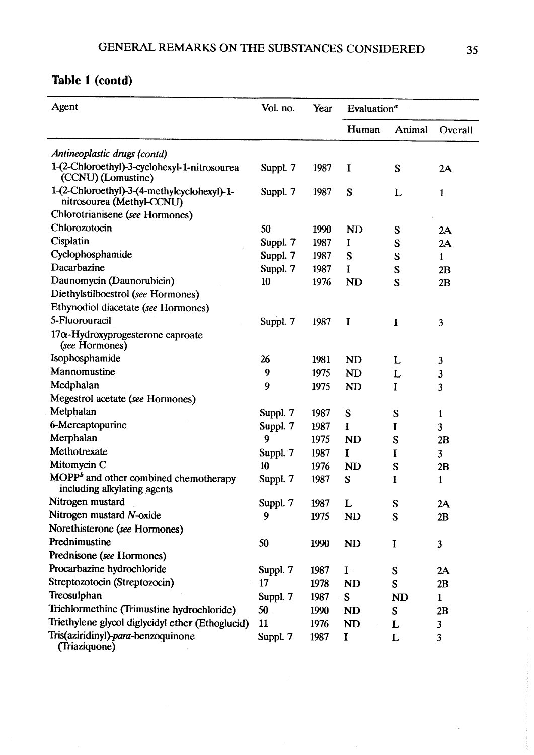**Table 1 (contd)**

| Agent | Vol. no. | Year | Evaluation[a] | | |
|---|---|---|---|---|---|
| | | | Human | Animal | Overall |
| *Antineoplastic drugs (contd)* | | | | | |
| 1-(2-Chloroethyl)-3-cyclohexyl-1-nitrosourea (CCNU) (Lomustine) | Suppl. 7 | 1987 | I | S | 2A |
| 1-(2-Chloroethyl)-3-(4-methylcyclohexyl)-1-nitrosourea (Methyl-CCNU) | Suppl. 7 | 1987 | S | L | 1 |
| Chlorotrianisene (*see* Hormones) | | | | | |
| Chlorozotocin | 50 | 1990 | ND | S | 2A |
| Cisplatin | Suppl. 7 | 1987 | I | S | 2A |
| Cyclophosphamide | Suppl. 7 | 1987 | S | S | 1 |
| Dacarbazine | Suppl. 7 | 1987 | I | S | 2B |
| Daunomycin (Daunorubicin) | 10 | 1976 | ND | S | 2B |
| Diethylstilboestrol (*see* Hormones) | | | | | |
| Ethynodiol diacetate (*see* Hormones) | | | | | |
| 5-Fluorouracil | Suppl. 7 | 1987 | I | I | 3 |
| 17α-Hydroxyprogesterone caproate (*see* Hormones) | | | | | |
| Isophosphamide | 26 | 1981 | ND | L | 3 |
| Mannomustine | 9 | 1975 | ND | L | 3 |
| Medphalan | 9 | 1975 | ND | I | 3 |
| Megestrol acetate (*see* Hormones) | | | | | |
| Melphalan | Suppl. 7 | 1987 | S | S | 1 |
| 6-Mercaptopurine | Suppl. 7 | 1987 | I | I | 3 |
| Merphalan | 9 | 1975 | ND | S | 2B |
| Methotrexate | Suppl. 7 | 1987 | I | I | 3 |
| Mitomycin C | 10 | 1976 | ND | S | 2B |
| MOPP[b] and other combined chemotherapy including alkylating agents | Suppl. 7 | 1987 | S | I | 1 |
| Nitrogen mustard | Suppl. 7 | 1987 | L | S | 2A |
| Nitrogen mustard *N*-oxide | 9 | 1975 | ND | S | 2B |
| Norethisterone (*see* Hormones) | | | | | |
| Prednimustine | 50 | 1990 | ND | I | 3 |
| Prednisone (*see* Hormones) | | | | | |
| Procarbazine hydrochloride | Suppl. 7 | 1987 | I | S | 2A |
| Streptozotocin (Streptozocin) | 17 | 1978 | ND | S | 2B |
| Treosulphan | Suppl. 7 | 1987 | S | ND | 1 |
| Trichlormethine (Trimustine hydrochloride) | 50 | 1990 | ND | S | 2B |
| Triethylene glycol diglycidyl ether (Ethoglucid) | 11 | 1976 | ND | L | 3 |
| Tris(aziridinyl)-*para*-benzoquinone (Triaziquone) | Suppl. 7 | 1987 | I | L | 3 |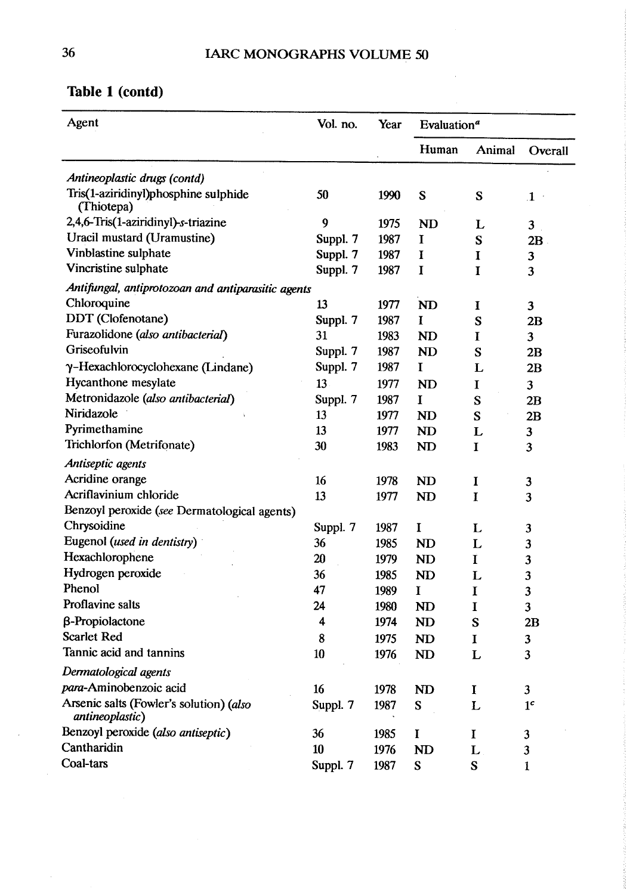**Table 1 (contd)**

| Agent | Vol. no. | Year | Evaluation[a] | | |
|---|---|---|---|---|---|
| | | | Human | Animal | Overall |
| *Antineoplastic drugs (contd)* | | | | | |
| Tris(1-aziridinyl)phosphine sulphide (Thiotepa) | 50 | 1990 | S | S | 1 |
| 2,4,6-Tris(1-aziridinyl)-*s*-triazine | 9 | 1975 | ND | L | 3 |
| Uracil mustard (Uramustine) | Suppl. 7 | 1987 | I | S | 2B |
| Vinblastine sulphate | Suppl. 7 | 1987 | I | I | 3 |
| Vincristine sulphate | Suppl. 7 | 1987 | I | I | 3 |
| *Antifungal, antiprotozoan and antiparasitic agents* | | | | | |
| Chloroquine | 13 | 1977 | ND | I | 3 |
| DDT (Clofenotane) | Suppl. 7 | 1987 | I | S | 2B |
| Furazolidone (*also antibacterial*) | 31 | 1983 | ND | I | 3 |
| Griseofulvin | Suppl. 7 | 1987 | ND | S | 2B |
| γ-Hexachlorocyclohexane (Lindane) | Suppl. 7 | 1987 | I | L | 2B |
| Hycanthone mesylate | 13 | 1977 | ND | I | 3 |
| Metronidazole (*also antibacterial*) | Suppl. 7 | 1987 | I | S | 2B |
| Niridazole | 13 | 1977 | ND | S | 2B |
| Pyrimethamine | 13 | 1977 | ND | L | 3 |
| Trichlorfon (Metrifonate) | 30 | 1983 | ND | I | 3 |
| *Antiseptic agents* | | | | | |
| Acridine orange | 16 | 1978 | ND | I | 3 |
| Acriflavinium chloride | 13 | 1977 | ND | I | 3 |
| Benzoyl peroxide (*see* Dermatological agents) | | | | | |
| Chrysoidine | Suppl. 7 | 1987 | I | L | 3 |
| Eugenol (*used in dentistry*) | 36 | 1985 | ND | L | 3 |
| Hexachlorophene | 20 | 1979 | ND | I | 3 |
| Hydrogen peroxide | 36 | 1985 | ND | L | 3 |
| Phenol | 47 | 1989 | I | I | 3 |
| Proflavine salts | 24 | 1980 | ND | I | 3 |
| β-Propiolactone | 4 | 1974 | ND | S | 2B |
| Scarlet Red | 8 | 1975 | ND | I | 3 |
| Tannic acid and tannins | 10 | 1976 | ND | L | 3 |
| *Dermatological agents* | | | | | |
| *para*-Aminobenzoic acid | 16 | 1978 | ND | I | 3 |
| Arsenic salts (Fowler's solution) (*also antineoplastic*) | Suppl. 7 | 1987 | S | L | 1[c] |
| Benzoyl peroxide (*also antiseptic*) | 36 | 1985 | I | I | 3 |
| Cantharidin | 10 | 1976 | ND | L | 3 |
| Coal-tars | Suppl. 7 | 1987 | S | S | 1 |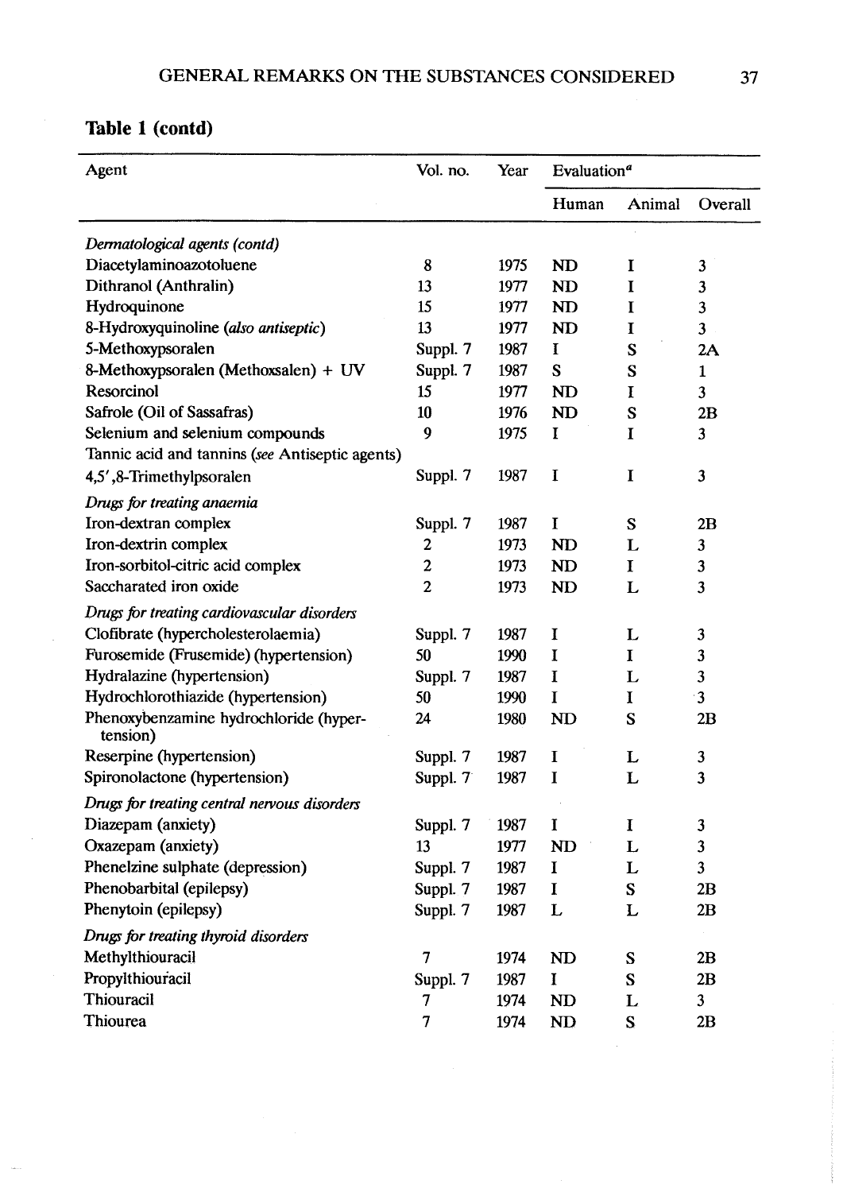**Table 1 (contd)**

| Agent | Vol. no. | Year | Evaluation[a] | | |
|---|---|---|---|---|---|
| | | | Human | Animal | Overall |
| *Dermatological agents (contd)* | | | | | |
| Diacetylaminoazotoluene | 8 | 1975 | ND | I | 3 |
| Dithranol (Anthralin) | 13 | 1977 | ND | I | 3 |
| Hydroquinone | 15 | 1977 | ND | I | 3 |
| 8-Hydroxyquinoline (*also antiseptic*) | 13 | 1977 | ND | I | 3 |
| 5-Methoxypsoralen | Suppl. 7 | 1987 | I | S | 2A |
| 8-Methoxypsoralen (Methoxsalen) + UV | Suppl. 7 | 1987 | S | S | 1 |
| Resorcinol | 15 | 1977 | ND | I | 3 |
| Safrole (Oil of Sassafras) | 10 | 1976 | ND | S | 2B |
| Selenium and selenium compounds | 9 | 1975 | I | I | 3 |
| Tannic acid and tannins (*see* Antiseptic agents) | | | | | |
| 4,5′,8-Trimethylpsoralen | Suppl. 7 | 1987 | I | I | 3 |
| *Drugs for treating anaemia* | | | | | |
| Iron-dextran complex | Suppl. 7 | 1987 | I | S | 2B |
| Iron-dextrin complex | 2 | 1973 | ND | L | 3 |
| Iron-sorbitol-citric acid complex | 2 | 1973 | ND | I | 3 |
| Saccharated iron oxide | 2 | 1973 | ND | L | 3 |
| *Drugs for treating cardiovascular disorders* | | | | | |
| Clofibrate (hypercholesterolaemia) | Suppl. 7 | 1987 | I | L | 3 |
| Furosemide (Frusemide) (hypertension) | 50 | 1990 | I | I | 3 |
| Hydralazine (hypertension) | Suppl. 7 | 1987 | I | L | 3 |
| Hydrochlorothiazide (hypertension) | 50 | 1990 | I | I | 3 |
| Phenoxybenzamine hydrochloride (hypertension) | 24 | 1980 | ND | S | 2B |
| Reserpine (hypertension) | Suppl. 7 | 1987 | I | L | 3 |
| Spironolactone (hypertension) | Suppl. 7 | 1987 | I | L | 3 |
| *Drugs for treating central nervous disorders* | | | | | |
| Diazepam (anxiety) | Suppl. 7 | 1987 | I | I | 3 |
| Oxazepam (anxiety) | 13 | 1977 | ND | L | 3 |
| Phenelzine sulphate (depression) | Suppl. 7 | 1987 | I | L | 3 |
| Phenobarbital (epilepsy) | Suppl. 7 | 1987 | I | S | 2B |
| Phenytoin (epilepsy) | Suppl. 7 | 1987 | L | L | 2B |
| *Drugs for treating thyroid disorders* | | | | | |
| Methylthiouracil | 7 | 1974 | ND | S | 2B |
| Propylthiouracil | Suppl. 7 | 1987 | I | S | 2B |
| Thiouracil | 7 | 1974 | ND | L | 3 |
| Thiourea | 7 | 1974 | ND | S | 2B |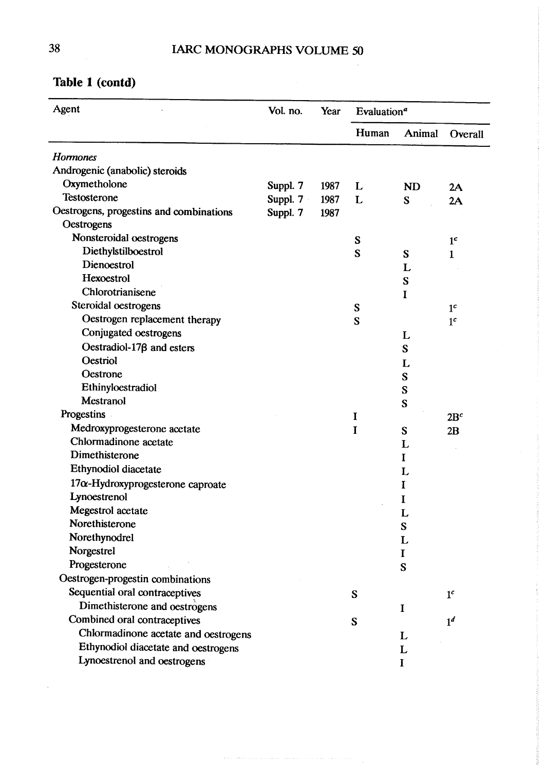**Table 1 (contd)**

| Agent | Vol. no. | Year | Evaluation[a] | | |
|---|---|---|---|---|---|
| | | | Human | Animal | Overall |
| *Hormones* | | | | | |
| Androgenic (anabolic) steroids | | | | | |
| Oxymetholone | Suppl. 7 | 1987 | L | ND | 2A |
| Testosterone | Suppl. 7 | 1987 | L | S | 2A |
| Oestrogens, progestins and combinations | Suppl. 7 | 1987 | | | |
| Oestrogens | | | | | |
| Nonsteroidal oestrogens | | | S | | 1[c] |
| Diethylstilboestrol | | | S | S | 1 |
| Dienoestrol | | | | L | |
| Hexoestrol | | | | S | |
| Chlorotrianisene | | | | I | |
| Steroidal oestrogens | | | S | | 1[c] |
| Oestrogen replacement therapy | | | S | | 1[c] |
| Conjugated oestrogens | | | | L | |
| Oestradiol-17β and esters | | | | S | |
| Oestriol | | | | L | |
| Oestrone | | | | S | |
| Ethinyloestradiol | | | | S | |
| Mestranol | | | | S | |
| Progestins | | | I | | 2B[c] |
| Medroxyprogesterone acetate | | | I | S | 2B |
| Chlormadinone acetate | | | | L | |
| Dimethisterone | | | | I | |
| Ethynodiol diacetate | | | | L | |
| 17α-Hydroxyprogesterone caproate | | | | I | |
| Lynoestrenol | | | | I | |
| Megestrol acetate | | | | L | |
| Norethisterone | | | | S | |
| Norethynodrel | | | | L | |
| Norgestrel | | | | I | |
| Progesterone | | | | S | |
| Oestrogen-progestin combinations | | | | | |
| Sequential oral contraceptives | | | S | | 1[c] |
| Dimethisterone and oestrogens | | | | I | |
| Combined oral contraceptives | | | S | | 1[d] |
| Chlormadinone acetate and oestrogens | | | | L | |
| Ethynodiol diacetate and oestrogens | | | | L | |
| Lynoestrenol and oestrogens | | | | I | |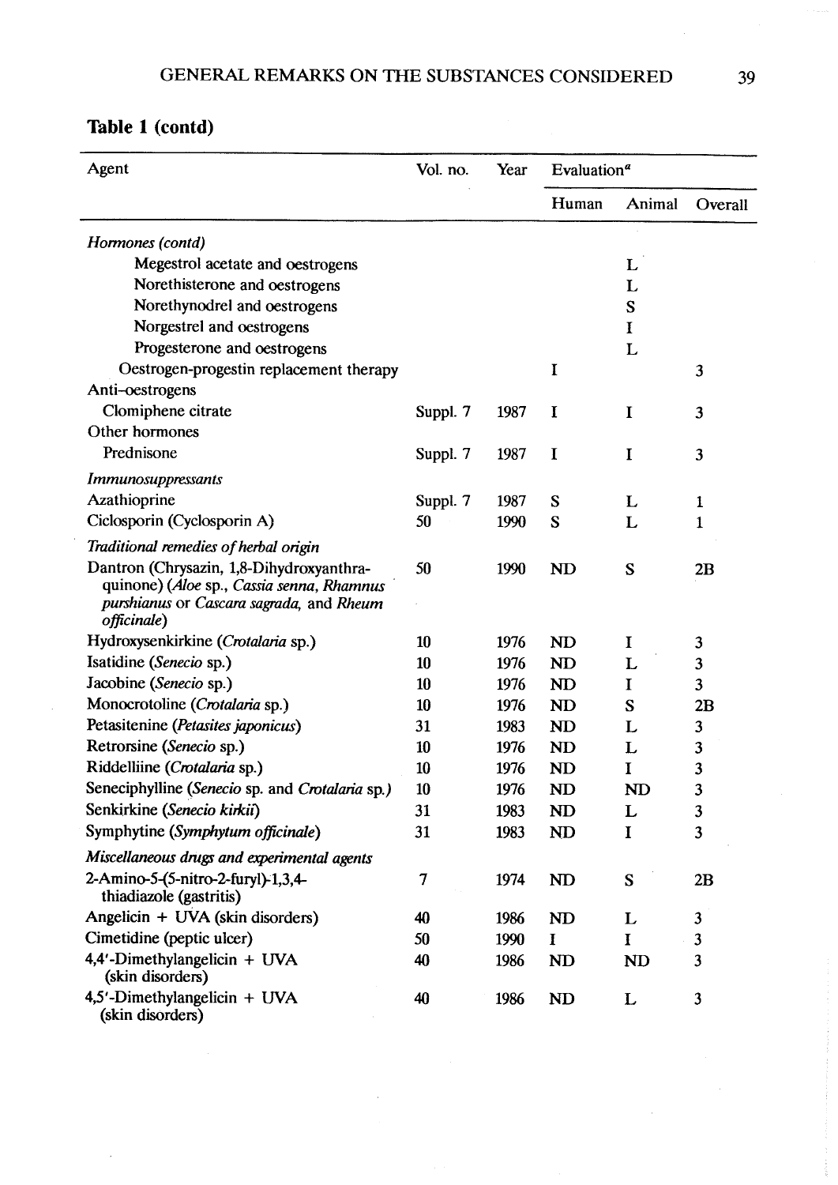## Table 1 (contd)

| Agent | Vol. no. | Year | Evaluation[a] | | |
|---|---|---|---|---|---|
| | | | Human | Animal | Overall |
| *Hormones (contd)* | | | | | |
| Megestrol acetate and oestrogens | | | | L | |
| Norethisterone and oestrogens | | | | L | |
| Norethynodrel and oestrogens | | | | S | |
| Norgestrel and oestrogens | | | | I | |
| Progesterone and oestrogens | | | | L | |
| Oestrogen-progestin replacement therapy | | | I | | 3 |
| Anti-oestrogens | | | | | |
| Clomiphene citrate | Suppl. 7 | 1987 | I | I | 3 |
| Other hormones | | | | | |
| Prednisone | Suppl. 7 | 1987 | I | I | 3 |
| *Immunosuppressants* | | | | | |
| Azathioprine | Suppl. 7 | 1987 | S | L | 1 |
| Ciclosporin (Cyclosporin A) | 50 | 1990 | S | L | 1 |
| *Traditional remedies of herbal origin* | | | | | |
| Dantron (Chrysazin, 1,8-Dihydroxyanthraquinone) (*Aloe* sp., *Cassia senna*, *Rhamnus purshianus* or *Cascara sagrada*, and *Rheum officinale*) | 50 | 1990 | ND | S | 2B |
| Hydroxysenkirkine (*Crotalaria* sp.) | 10 | 1976 | ND | I | 3 |
| Isatidine (*Senecio* sp.) | 10 | 1976 | ND | L | 3 |
| Jacobine (*Senecio* sp.) | 10 | 1976 | ND | I | 3 |
| Monocrotoline (*Crotalaria* sp.) | 10 | 1976 | ND | S | 2B |
| Petasitenine (*Petasites japonicus*) | 31 | 1983 | ND | L | 3 |
| Retrorsine (*Senecio* sp.) | 10 | 1976 | ND | L | 3 |
| Riddelliine (*Crotalaria* sp.) | 10 | 1976 | ND | I | 3 |
| Seneciphylline (*Senecio* sp. and *Crotalaria* sp.) | 10 | 1976 | ND | ND | 3 |
| Senkirkine (*Senecio kirkii*) | 31 | 1983 | ND | L | 3 |
| Symphytine (*Symphytum officinale*) | 31 | 1983 | ND | I | 3 |
| *Miscellaneous drugs and experimental agents* | | | | | |
| 2-Amino-5-(5-nitro-2-furyl)-1,3,4-thiadiazole (gastritis) | 7 | 1974 | ND | S | 2B |
| Angelicin + UVA (skin disorders) | 40 | 1986 | ND | L | 3 |
| Cimetidine (peptic ulcer) | 50 | 1990 | I | I | 3 |
| 4,4'-Dimethylangelicin + UVA (skin disorders) | 40 | 1986 | ND | ND | 3 |
| 4,5'-Dimethylangelicin + UVA (skin disorders) | 40 | 1986 | ND | L | 3 |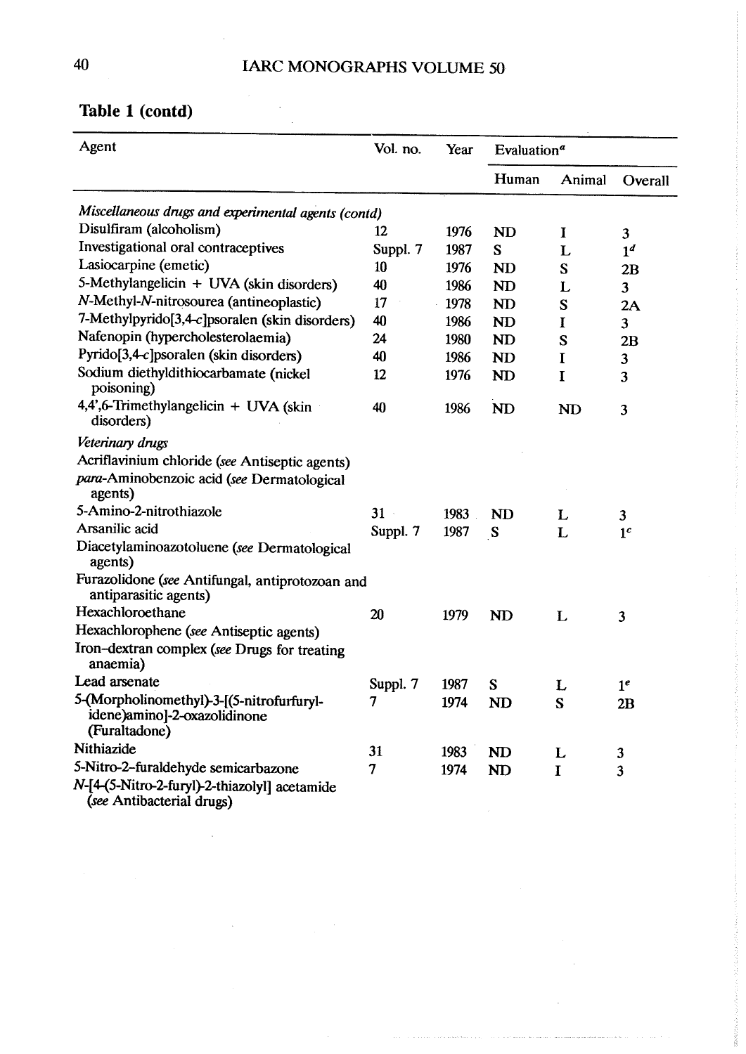## Table 1 (contd)

| Agent | Vol. no. | Year | Evaluation[a] | | |
|---|---|---|---|---|---|
| | | | Human | Animal | Overall |
| *Miscellaneous drugs and experimental agents (contd)* | | | | | |
| Disulfiram (alcoholism) | 12 | 1976 | ND | I | 3 |
| Investigational oral contraceptives | Suppl. 7 | 1987 | S | L | 1[d] |
| Lasiocarpine (emetic) | 10 | 1976 | ND | S | 2B |
| 5-Methylangelicin + UVA (skin disorders) | 40 | 1986 | ND | L | 3 |
| *N*-Methyl-*N*-nitrosourea (antineoplastic) | 17 | 1978 | ND | S | 2A |
| 7-Methylpyrido[3,4-*c*]psoralen (skin disorders) | 40 | 1986 | ND | I | 3 |
| Nafenopin (hypercholesterolaemia) | 24 | 1980 | ND | S | 2B |
| Pyrido[3,4-*c*]psoralen (skin disorders) | 40 | 1986 | ND | I | 3 |
| Sodium diethyldithiocarbamate (nickel poisoning) | 12 | 1976 | ND | I | 3 |
| 4,4',6-Trimethylangelicin + UVA (skin disorders) | 40 | 1986 | ND | ND | 3 |
| *Veterinary drugs* | | | | | |
| Acriflavinium chloride (*see* Antiseptic agents) | | | | | |
| *para*-Aminobenzoic acid (*see* Dermatological agents) | | | | | |
| 5-Amino-2-nitrothiazole | 31 | 1983 | ND | L | 3 |
| Arsanilic acid | Suppl. 7 | 1987 | S | L | 1[c] |
| Diacetylaminoazotoluene (*see* Dermatological agents) | | | | | |
| Furazolidone (*see* Antifungal, antiprotozoan and antiparasitic agents) | | | | | |
| Hexachloroethane | 20 | 1979 | ND | L | 3 |
| Hexachlorophene (*see* Antiseptic agents) | | | | | |
| Iron–dextran complex (*see* Drugs for treating anaemia) | | | | | |
| Lead arsenate | Suppl. 7 | 1987 | S | L | 1[e] |
| 5-(Morpholinomethyl)-3-[(5-nitrofurfurylidene)amino]-2-oxazolidinone (Furaltadone) | 7 | 1974 | ND | S | 2B |
| Nithiazide | 31 | 1983 | ND | L | 3 |
| 5-Nitro-2-furaldehyde semicarbazone | 7 | 1974 | ND | I | 3 |
| *N*-[4-(5-Nitro-2-furyl)-2-thiazolyl] acetamide (*see* Antibacterial drugs) | | | | | |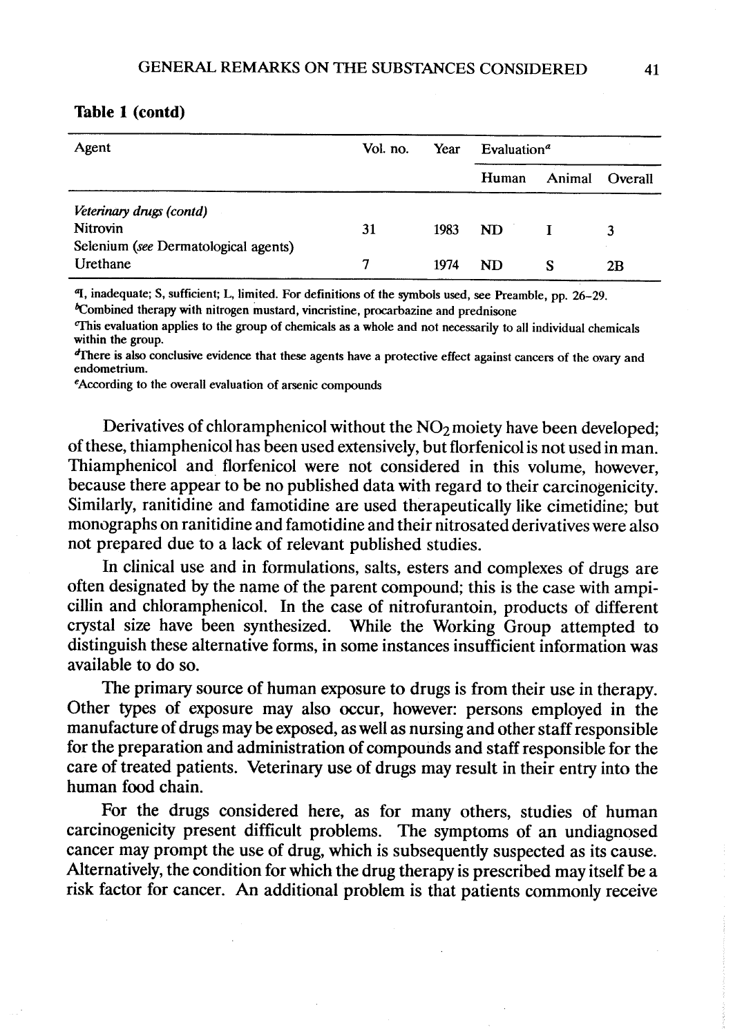**Table 1 (contd)**

| Agent | Vol. no. | Year | Evaluation[a] | | |
|---|---|---|---|---|---|
| | | | Human | Animal | Overall |
| *Veterinary drugs (contd)* | | | | | |
| Nitrovin | 31 | 1983 | ND | I | 3 |
| Selenium (*see* Dermatological agents) | | | | | |
| Urethane | 7 | 1974 | ND | S | 2B |

[a]I, inadequate; S, sufficient; L, limited. For definitions of the symbols used, see Preamble, pp. 26–29.
[b]Combined therapy with nitrogen mustard, vincristine, procarbazine and prednisone
[c]This evaluation applies to the group of chemicals as a whole and not necessarily to all individual chemicals within the group.
[d]There is also conclusive evidence that these agents have a protective effect against cancers of the ovary and endometrium.
[e]According to the overall evaluation of arsenic compounds

Derivatives of chloramphenicol without the $NO_2$ moiety have been developed; of these, thiamphenicol has been used extensively, but florfenicol is not used in man. Thiamphenicol and florfenicol were not considered in this volume, however, because there appear to be no published data with regard to their carcinogenicity. Similarly, ranitidine and famotidine are used therapeutically like cimetidine; but monographs on ranitidine and famotidine and their nitrosated derivatives were also not prepared due to a lack of relevant published studies.

In clinical use and in formulations, salts, esters and complexes of drugs are often designated by the name of the parent compound; this is the case with ampicillin and chloramphenicol. In the case of nitrofurantoin, products of different crystal size have been synthesized. While the Working Group attempted to distinguish these alternative forms, in some instances insufficient information was available to do so.

The primary source of human exposure to drugs is from their use in therapy. Other types of exposure may also occur, however: persons employed in the manufacture of drugs may be exposed, as well as nursing and other staff responsible for the preparation and administration of compounds and staff responsible for the care of treated patients. Veterinary use of drugs may result in their entry into the human food chain.

For the drugs considered here, as for many others, studies of human carcinogenicity present difficult problems. The symptoms of an undiagnosed cancer may prompt the use of drug, which is subsequently suspected as its cause. Alternatively, the condition for which the drug therapy is prescribed may itself be a risk factor for cancer. An additional problem is that patients commonly receive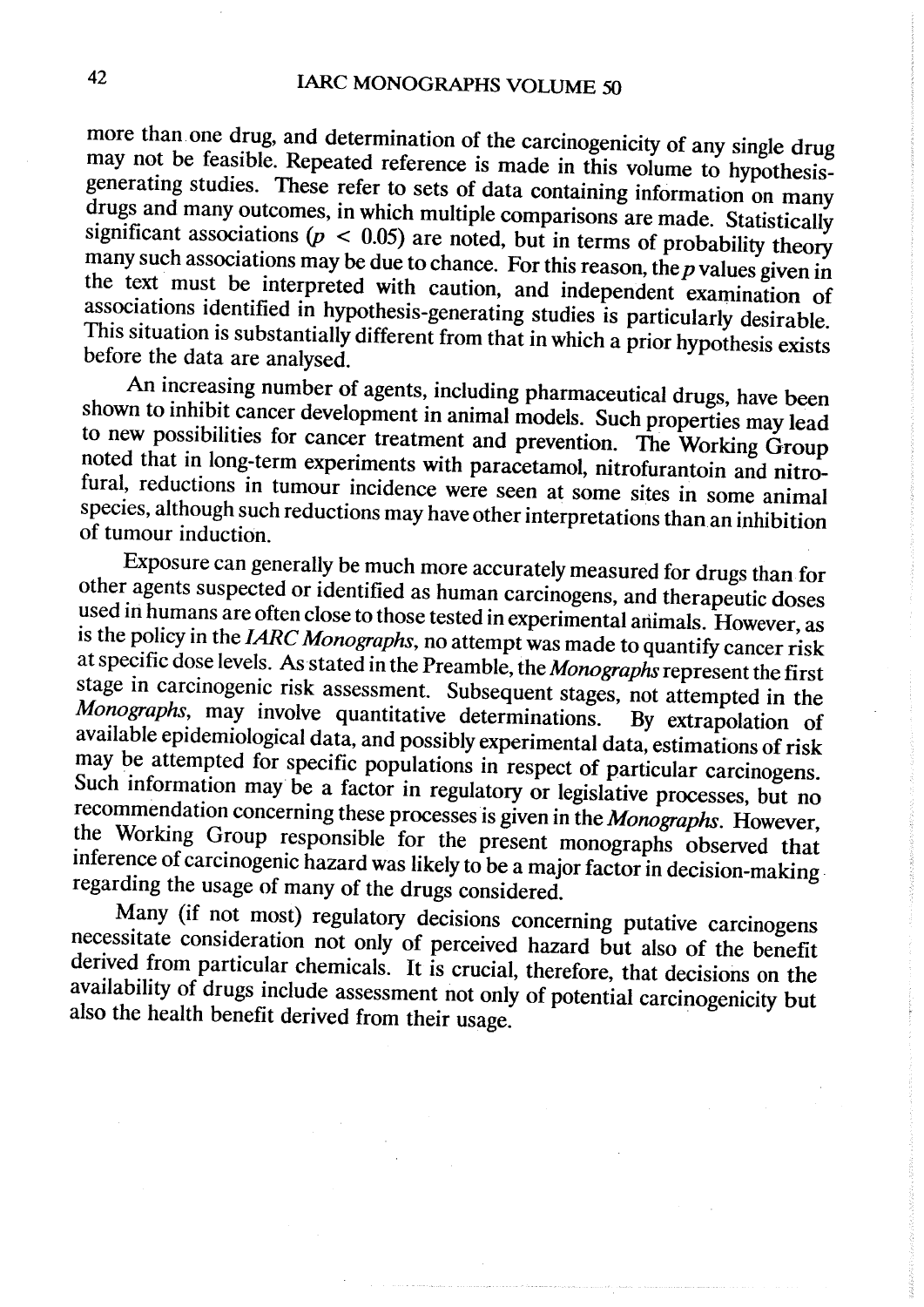more than one drug, and determination of the carcinogenicity of any single drug may not be feasible. Repeated reference is made in this volume to hypothesis-generating studies. These refer to sets of data containing information on many drugs and many outcomes, in which multiple comparisons are made. Statistically significant associations ($p < 0.05$) are noted, but in terms of probability theory many such associations may be due to chance. For this reason, the $p$ values given in the text must be interpreted with caution, and independent examination of associations identified in hypothesis-generating studies is particularly desirable. This situation is substantially different from that in which a prior hypothesis exists before the data are analysed.

An increasing number of agents, including pharmaceutical drugs, have been shown to inhibit cancer development in animal models. Such properties may lead to new possibilities for cancer treatment and prevention. The Working Group noted that in long-term experiments with paracetamol, nitrofurantoin and nitrofural, reductions in tumour incidence were seen at some sites in some animal species, although such reductions may have other interpretations than an inhibition of tumour induction.

Exposure can generally be much more accurately measured for drugs than for other agents suspected or identified as human carcinogens, and therapeutic doses used in humans are often close to those tested in experimental animals. However, as is the policy in the *IARC Monographs*, no attempt was made to quantify cancer risk at specific dose levels. As stated in the Preamble, the *Monographs* represent the first stage in carcinogenic risk assessment. Subsequent stages, not attempted in the *Monographs*, may involve quantitative determinations. By extrapolation of available epidemiological data, and possibly experimental data, estimations of risk may be attempted for specific populations in respect of particular carcinogens. Such information may be a factor in regulatory or legislative processes, but no recommendation concerning these processes is given in the *Monographs*. However, the Working Group responsible for the present monographs observed that inference of carcinogenic hazard was likely to be a major factor in decision-making regarding the usage of many of the drugs considered.

Many (if not most) regulatory decisions concerning putative carcinogens necessitate consideration not only of perceived hazard but also of the benefit derived from particular chemicals. It is crucial, therefore, that decisions on the availability of drugs include assessment not only of potential carcinogenicity but also the health benefit derived from their usage.